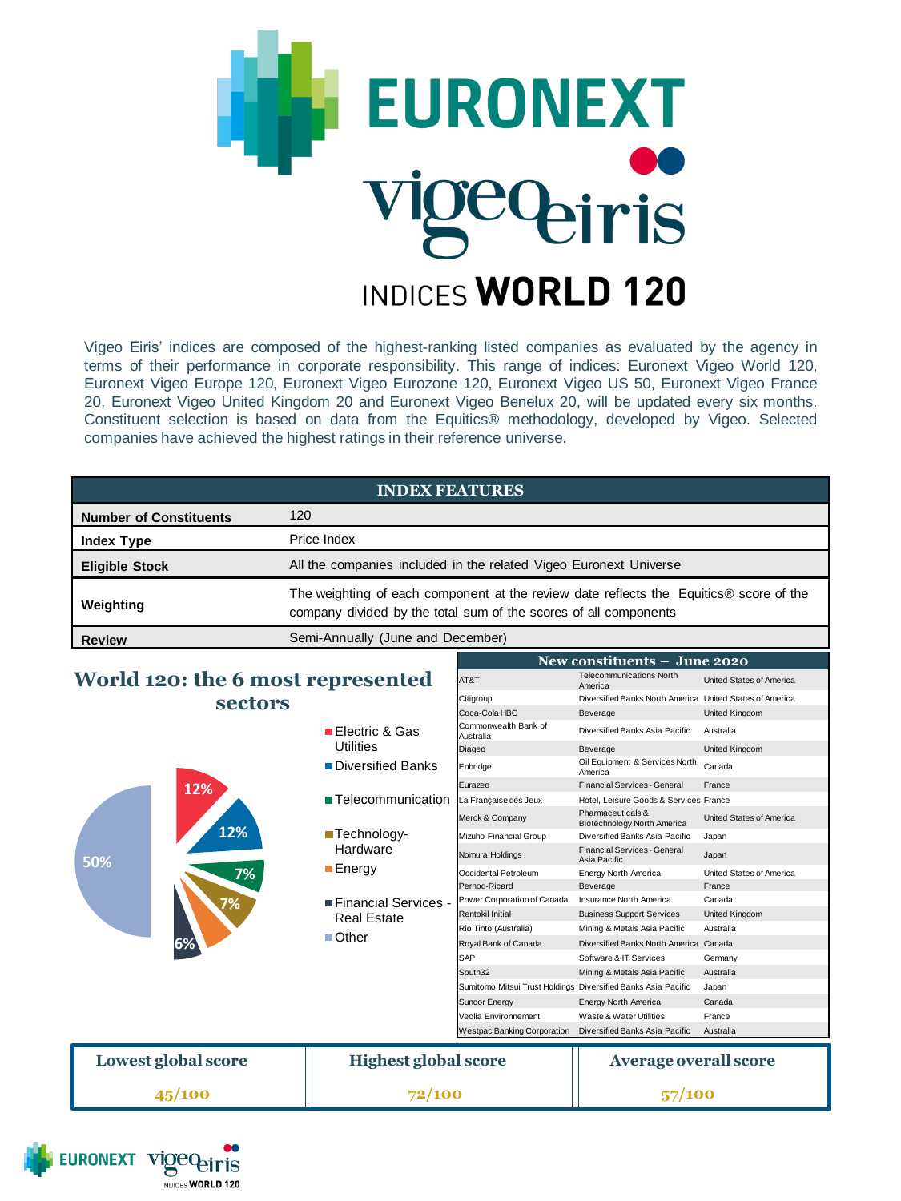# EURONEXT vigeo eiris INDICES WORLD 120

Vigeo Eiris' indices are composed of the highest-ranking listed companies as evaluated by the agency in terms of their performance in corporate responsibility. This range of indices: Euronext Vigeo World 120, Euronext Vigeo Europe 120, Euronext Vigeo Eurozone 120, Euronext Vigeo US 50, Euronext Vigeo France 20, Euronext Vigeo United Kingdom 20 and Euronext Vigeo Benelux 20, will be updated every six months. Constituent selection is based on data from the Equitics® methodology, developed by Vigeo. Selected companies have achieved the highest ratings in their reference universe.

| INDEX FEATURES | |
|---|---|
| **Number of Constituents** | 120 |
| **Index Type** | Price Index |
| **Eligible Stock** | All the companies included in the related Vigeo Euronext Universe |
| **Weighting** | The weighting of each component at the review date reflects the Equitics® score of the company divided by the total sum of the scores of all components |
| **Review** | Semi-Annually (June and December) |

## World 120: the 6 most represented sectors

- Electric & Gas Utilities: 12%
- Diversified Banks: 12%
- Telecommunication: 7%
- Technology-Hardware: 7%
- Energy
- Financial Services - Real Estate: 6%
- Other: 50%

| New constituents – June 2020 | | |
|---|---|---|
| AT&T | Telecommunications North America | United States of America |
| Citigroup | Diversified Banks North America | United States of America |
| Coca-Cola HBC | Beverage | United Kingdom |
| Commonwealth Bank of Australia | Diversified Banks Asia Pacific | Australia |
| Diageo | Beverage | United Kingdom |
| Enbridge | Oil Equipment & Services North America | Canada |
| Eurazeo | Financial Services - General | France |
| La Française des Jeux | Hotel, Leisure Goods & Services | France |
| Merck & Company | Pharmaceuticals & Biotechnology North America | United States of America |
| Mizuho Financial Group | Diversified Banks Asia Pacific | Japan |
| Nomura Holdings | Financial Services - General Asia Pacific | Japan |
| Occidental Petroleum | Energy North America | United States of America |
| Pernod-Ricard | Beverage | France |
| Power Corporation of Canada | Insurance North America | Canada |
| Rentokil Initial | Business Support Services | United Kingdom |
| Rio Tinto (Australia) | Mining & Metals Asia Pacific | Australia |
| Royal Bank of Canada | Diversified Banks North America | Canada |
| SAP | Software & IT Services | Germany |
| South32 | Mining & Metals Asia Pacific | Australia |
| Sumitomo Mitsui Trust Holdings | Diversified Banks Asia Pacific | Japan |
| Suncor Energy | Energy North America | Canada |
| Veolia Environnement | Waste & Water Utilities | France |
| Westpac Banking Corporation | Diversified Banks Asia Pacific | Australia |

| Lowest global score | Highest global score | Average overall score |
|---|---|---|
| 45/100 | 72/100 | 57/100 |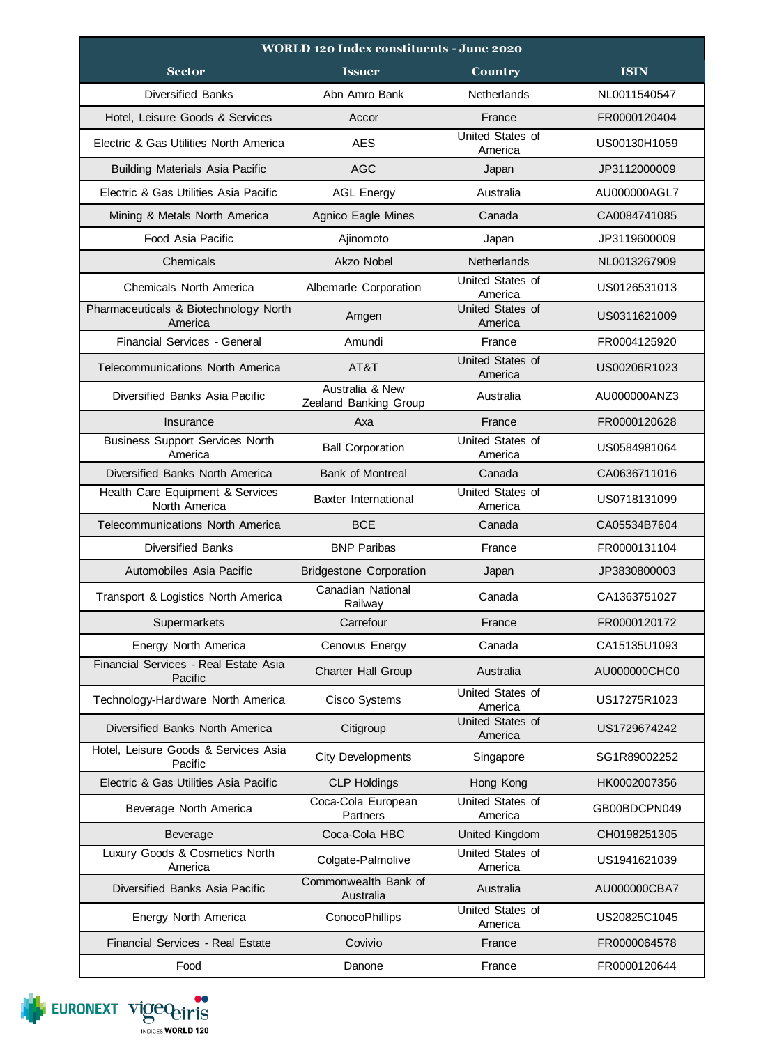| WORLD 120 Index constituents - June 2020 | | | |
|---|---|---|---|
| **Sector** | **Issuer** | **Country** | **ISIN** |
| Diversified Banks | Abn Amro Bank | Netherlands | NL0011540547 |
| Hotel, Leisure Goods & Services | Accor | France | FR0000120404 |
| Electric & Gas Utilities North America | AES | United States of America | US00130H1059 |
| Building Materials Asia Pacific | AGC | Japan | JP3112000009 |
| Electric & Gas Utilities Asia Pacific | AGL Energy | Australia | AU000000AGL7 |
| Mining & Metals North America | Agnico Eagle Mines | Canada | CA0084741085 |
| Food Asia Pacific | Ajinomoto | Japan | JP3119600009 |
| Chemicals | Akzo Nobel | Netherlands | NL0013267909 |
| Chemicals North America | Albemarle Corporation | United States of America | US0126531013 |
| Pharmaceuticals & Biotechnology North America | Amgen | United States of America | US0311621009 |
| Financial Services - General | Amundi | France | FR0004125920 |
| Telecommunications North America | AT&T | United States of America | US00206R1023 |
| Diversified Banks Asia Pacific | Australia & New Zealand Banking Group | Australia | AU000000ANZ3 |
| Insurance | Axa | France | FR0000120628 |
| Business Support Services North America | Ball Corporation | United States of America | US0584981064 |
| Diversified Banks North America | Bank of Montreal | Canada | CA0636711016 |
| Health Care Equipment & Services North America | Baxter International | United States of America | US0718131099 |
| Telecommunications North America | BCE | Canada | CA05534B7604 |
| Diversified Banks | BNP Paribas | France | FR0000131104 |
| Automobiles Asia Pacific | Bridgestone Corporation | Japan | JP3830800003 |
| Transport & Logistics North America | Canadian National Railway | Canada | CA1363751027 |
| Supermarkets | Carrefour | France | FR0000120172 |
| Energy North America | Cenovus Energy | Canada | CA15135U1093 |
| Financial Services - Real Estate Asia Pacific | Charter Hall Group | Australia | AU000000CHC0 |
| Technology-Hardware North America | Cisco Systems | United States of America | US17275R1023 |
| Diversified Banks North America | Citigroup | United States of America | US1729674242 |
| Hotel, Leisure Goods & Services Asia Pacific | City Developments | Singapore | SG1R89002252 |
| Electric & Gas Utilities Asia Pacific | CLP Holdings | Hong Kong | HK0002007356 |
| Beverage North America | Coca-Cola European Partners | United States of America | GB00BDCPN049 |
| Beverage | Coca-Cola HBC | United Kingdom | CH0198251305 |
| Luxury Goods & Cosmetics North America | Colgate-Palmolive | United States of America | US1941621039 |
| Diversified Banks Asia Pacific | Commonwealth Bank of Australia | Australia | AU000000CBA7 |
| Energy North America | ConocoPhillips | United States of America | US20825C1045 |
| Financial Services - Real Estate | Covivio | France | FR0000064578 |
| Food | Danone | France | FR0000120644 |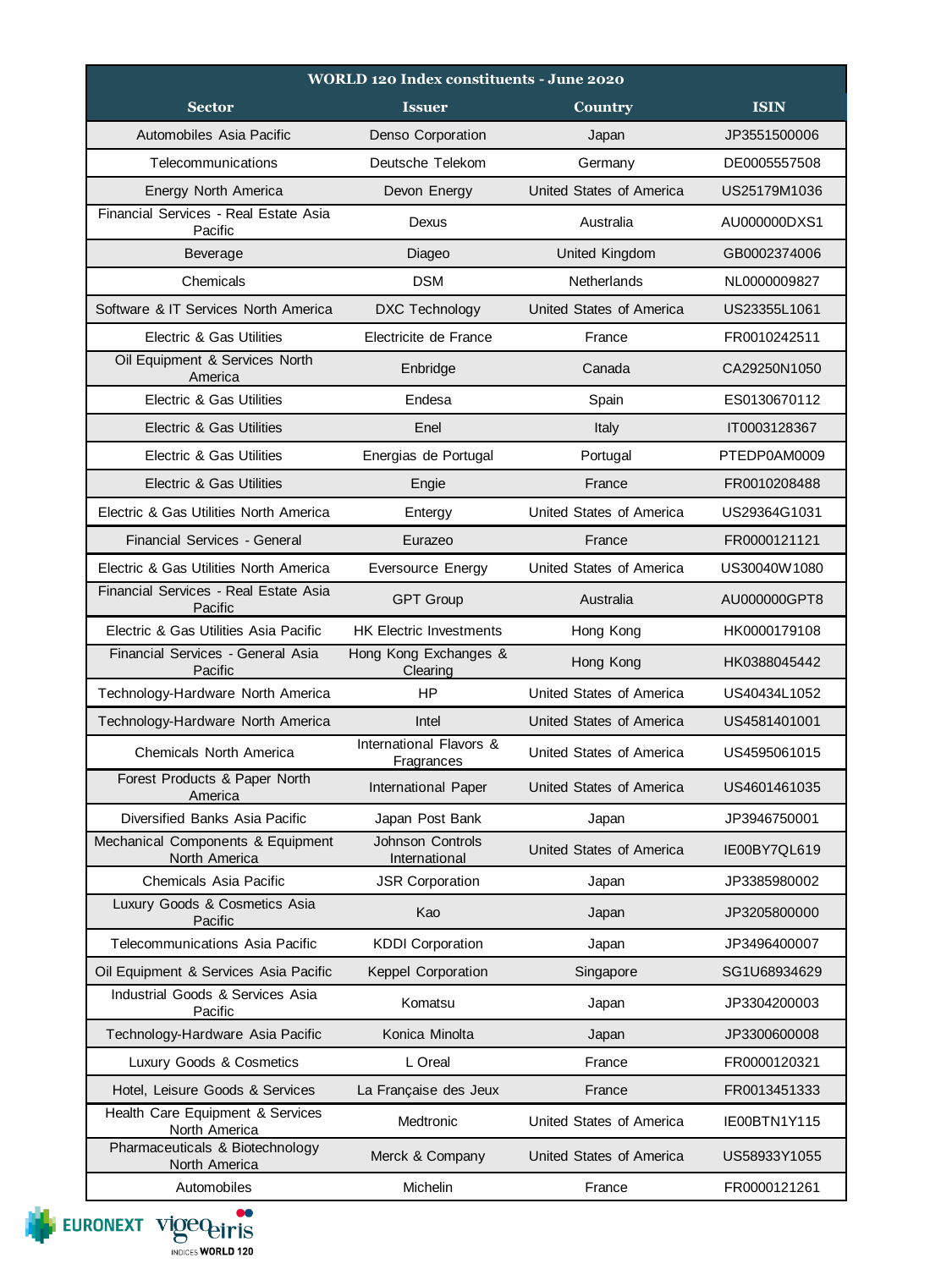| WORLD 120 Index constituents - June 2020 | | | |
|---|---|---|---|
| **Sector** | **Issuer** | **Country** | **ISIN** |
| Automobiles Asia Pacific | Denso Corporation | Japan | JP3551500006 |
| Telecommunications | Deutsche Telekom | Germany | DE0005557508 |
| Energy North America | Devon Energy | United States of America | US25179M1036 |
| Financial Services - Real Estate Asia Pacific | Dexus | Australia | AU000000DXS1 |
| Beverage | Diageo | United Kingdom | GB0002374006 |
| Chemicals | DSM | Netherlands | NL0000009827 |
| Software & IT Services North America | DXC Technology | United States of America | US23355L1061 |
| Electric & Gas Utilities | Electricite de France | France | FR0010242511 |
| Oil Equipment & Services North America | Enbridge | Canada | CA29250N1050 |
| Electric & Gas Utilities | Endesa | Spain | ES0130670112 |
| Electric & Gas Utilities | Enel | Italy | IT0003128367 |
| Electric & Gas Utilities | Energias de Portugal | Portugal | PTEDP0AM0009 |
| Electric & Gas Utilities | Engie | France | FR0010208488 |
| Electric & Gas Utilities North America | Entergy | United States of America | US29364G1031 |
| Financial Services - General | Eurazeo | France | FR0000121121 |
| Electric & Gas Utilities North America | Eversource Energy | United States of America | US30040W1080 |
| Financial Services - Real Estate Asia Pacific | GPT Group | Australia | AU000000GPT8 |
| Electric & Gas Utilities Asia Pacific | HK Electric Investments | Hong Kong | HK0000179108 |
| Financial Services - General Asia Pacific | Hong Kong Exchanges & Clearing | Hong Kong | HK0388045442 |
| Technology-Hardware North America | HP | United States of America | US40434L1052 |
| Technology-Hardware North America | Intel | United States of America | US4581401001 |
| Chemicals North America | International Flavors & Fragrances | United States of America | US4595061015 |
| Forest Products & Paper North America | International Paper | United States of America | US4601461035 |
| Diversified Banks Asia Pacific | Japan Post Bank | Japan | JP3946750001 |
| Mechanical Components & Equipment North America | Johnson Controls International | United States of America | IE00BY7QL619 |
| Chemicals Asia Pacific | JSR Corporation | Japan | JP3385980002 |
| Luxury Goods & Cosmetics Asia Pacific | Kao | Japan | JP3205800000 |
| Telecommunications Asia Pacific | KDDI Corporation | Japan | JP3496400007 |
| Oil Equipment & Services Asia Pacific | Keppel Corporation | Singapore | SG1U68934629 |
| Industrial Goods & Services Asia Pacific | Komatsu | Japan | JP3304200003 |
| Technology-Hardware Asia Pacific | Konica Minolta | Japan | JP3300600008 |
| Luxury Goods & Cosmetics | L Oreal | France | FR0000120321 |
| Hotel, Leisure Goods & Services | La Française des Jeux | France | FR0013451333 |
| Health Care Equipment & Services North America | Medtronic | United States of America | IE00BTN1Y115 |
| Pharmaceuticals & Biotechnology North America | Merck & Company | United States of America | US58933Y1055 |
| Automobiles | Michelin | France | FR0000121261 |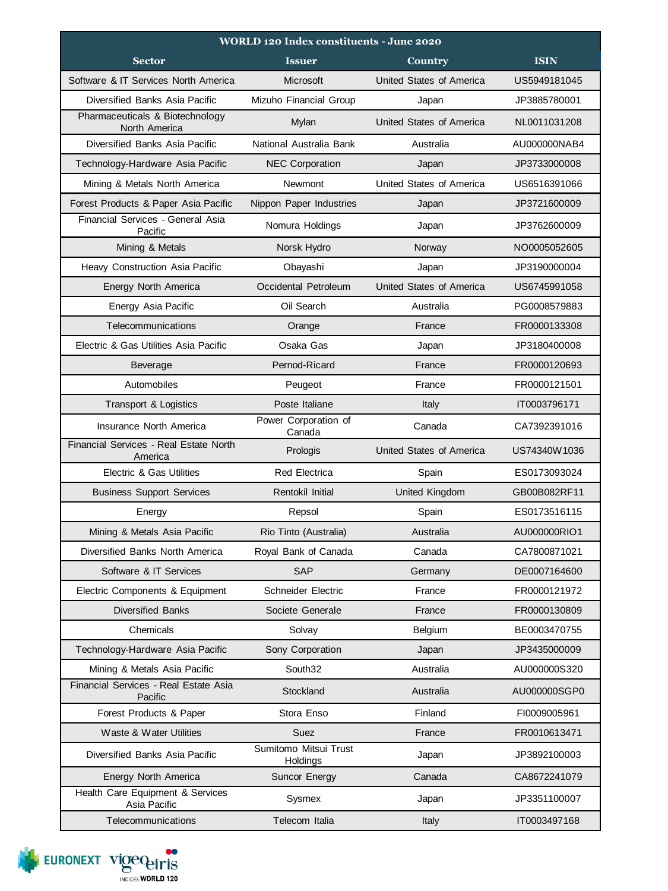| WORLD 120 Index constituents - June 2020 | | | |
|---|---|---|---|
| **Sector** | **Issuer** | **Country** | **ISIN** |
| Software & IT Services North America | Microsoft | United States of America | US5949181045 |
| Diversified Banks Asia Pacific | Mizuho Financial Group | Japan | JP3885780001 |
| Pharmaceuticals & Biotechnology North America | Mylan | United States of America | NL0011031208 |
| Diversified Banks Asia Pacific | National Australia Bank | Australia | AU000000NAB4 |
| Technology-Hardware Asia Pacific | NEC Corporation | Japan | JP3733000008 |
| Mining & Metals North America | Newmont | United States of America | US6516391066 |
| Forest Products & Paper Asia Pacific | Nippon Paper Industries | Japan | JP3721600009 |
| Financial Services - General Asia Pacific | Nomura Holdings | Japan | JP3762600009 |
| Mining & Metals | Norsk Hydro | Norway | NO0005052605 |
| Heavy Construction Asia Pacific | Obayashi | Japan | JP3190000004 |
| Energy North America | Occidental Petroleum | United States of America | US6745991058 |
| Energy Asia Pacific | Oil Search | Australia | PG0008579883 |
| Telecommunications | Orange | France | FR0000133308 |
| Electric & Gas Utilities Asia Pacific | Osaka Gas | Japan | JP3180400008 |
| Beverage | Pernod-Ricard | France | FR0000120693 |
| Automobiles | Peugeot | France | FR0000121501 |
| Transport & Logistics | Poste Italiane | Italy | IT0003796171 |
| Insurance North America | Power Corporation of Canada | Canada | CA7392391016 |
| Financial Services - Real Estate North America | Prologis | United States of America | US74340W1036 |
| Electric & Gas Utilities | Red Electrica | Spain | ES0173093024 |
| Business Support Services | Rentokil Initial | United Kingdom | GB00B082RF11 |
| Energy | Repsol | Spain | ES0173516115 |
| Mining & Metals Asia Pacific | Rio Tinto (Australia) | Australia | AU000000RIO1 |
| Diversified Banks North America | Royal Bank of Canada | Canada | CA7800871021 |
| Software & IT Services | SAP | Germany | DE0007164600 |
| Electric Components & Equipment | Schneider Electric | France | FR0000121972 |
| Diversified Banks | Societe Generale | France | FR0000130809 |
| Chemicals | Solvay | Belgium | BE0003470755 |
| Technology-Hardware Asia Pacific | Sony Corporation | Japan | JP3435000009 |
| Mining & Metals Asia Pacific | South32 | Australia | AU000000S320 |
| Financial Services - Real Estate Asia Pacific | Stockland | Australia | AU000000SGP0 |
| Forest Products & Paper | Stora Enso | Finland | FI0009005961 |
| Waste & Water Utilities | Suez | France | FR0010613471 |
| Diversified Banks Asia Pacific | Sumitomo Mitsui Trust Holdings | Japan | JP3892100003 |
| Energy North America | Suncor Energy | Canada | CA8672241079 |
| Health Care Equipment & Services Asia Pacific | Sysmex | Japan | JP3351100007 |
| Telecommunications | Telecom Italia | Italy | IT0003497168 |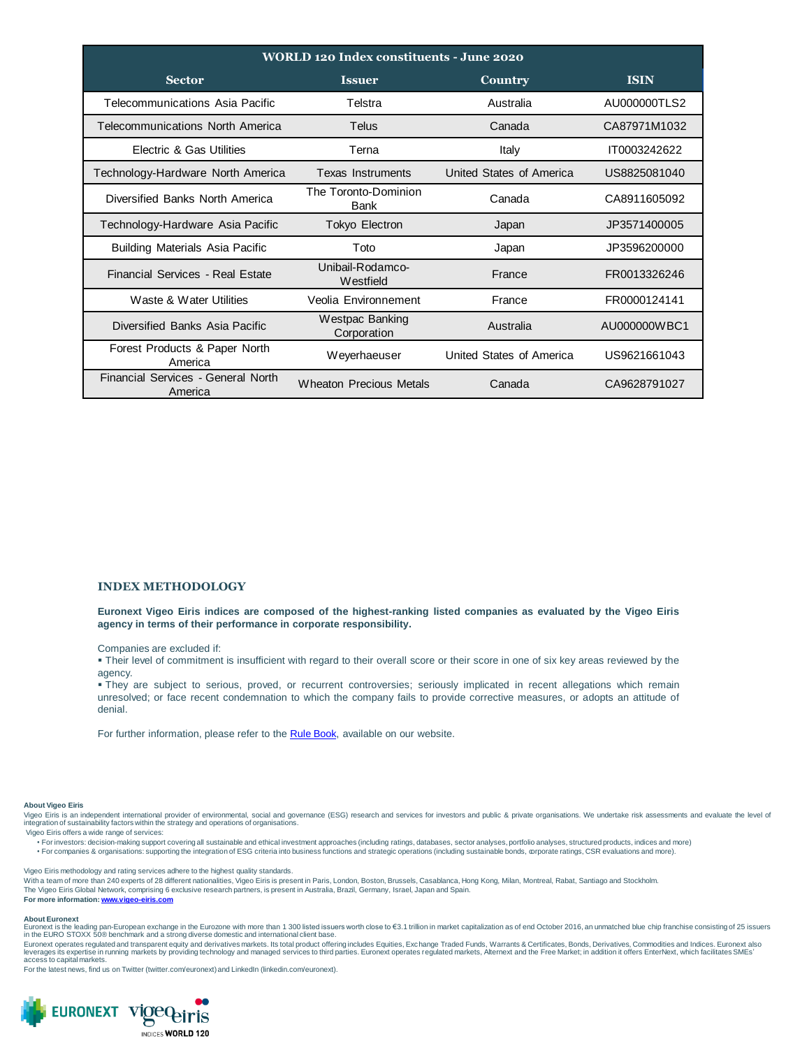| WORLD 120 Index constituents - June 2020 | | | |
|---|---|---|---|
| **Sector** | **Issuer** | **Country** | **ISIN** |
| Telecommunications Asia Pacific | Telstra | Australia | AU000000TLS2 |
| Telecommunications North America | Telus | Canada | CA87971M1032 |
| Electric & Gas Utilities | Terna | Italy | IT0003242622 |
| Technology-Hardware North America | Texas Instruments | United States of America | US8825081040 |
| Diversified Banks North America | The Toronto-Dominion Bank | Canada | CA8911605092 |
| Technology-Hardware Asia Pacific | Tokyo Electron | Japan | JP3571400005 |
| Building Materials Asia Pacific | Toto | Japan | JP3596200000 |
| Financial Services - Real Estate | Unibail-Rodamco-Westfield | France | FR0013326246 |
| Waste & Water Utilities | Veolia Environnement | France | FR0000124141 |
| Diversified Banks Asia Pacific | Westpac Banking Corporation | Australia | AU000000WBC1 |
| Forest Products & Paper North America | Weyerhaeuser | United States of America | US9621661043 |
| Financial Services - General North America | Wheaton Precious Metals | Canada | CA9628791027 |

## INDEX METHODOLOGY

**Euronext Vigeo Eiris indices are composed of the highest-ranking listed companies as evaluated by the Vigeo Eiris agency in terms of their performance in corporate responsibility.**

Companies are excluded if:

- Their level of commitment is insufficient with regard to their overall score or their score in one of six key areas reviewed by the agency.
- They are subject to serious, proved, or recurrent controversies; seriously implicated in recent allegations which remain unresolved; or face recent condemnation to which the company fails to provide corrective measures, or adopts an attitude of denial.

For further information, please refer to the Rule Book, available on our website.

**About Vigeo Eiris**

Vigeo Eiris is an independent international provider of environmental, social and governance (ESG) research and services for investors and public & private organisations. We undertake risk assessments and evaluate the level of integration of sustainability factors within the strategy and operations of organisations.

Vigeo Eiris offers a wide range of services:

- For investors: decision-making support covering all sustainable and ethical investment approaches (including ratings, databases, sector analyses, portfolio analyses, structured products, indices and more)
- For companies & organisations: supporting the integration of ESG criteria into business functions and strategic operations (including sustainable bonds, corporate ratings, CSR evaluations and more).

Vigeo Eiris methodology and rating services adhere to the highest quality standards.
With a team of more than 240 experts of 28 different nationalities, Vigeo Eiris is present in Paris, London, Boston, Brussels, Casablanca, Hong Kong, Milan, Montreal, Rabat, Santiago and Stockholm.
The Vigeo Eiris Global Network, comprising 6 exclusive research partners, is present in Australia, Brazil, Germany, Israel, Japan and Spain.
**For more information: www.vigeo-eiris.com**

**About Euronext**

Euronext is the leading pan-European exchange in the Eurozone with more than 1 300 listed issuers worth close to €3.1 trillion in market capitalization as of end October 2016, an unmatched blue chip franchise consisting of 25 issuers in the EURO STOXX 50® benchmark and a strong diverse domestic and international client base.
Euronext operates regulated and transparent equity and derivatives markets. Its total product offering includes Equities, Exchange Traded Funds, Warrants & Certificates, Bonds, Derivatives, Commodities and Indices. Euronext also leverages its expertise in running markets by providing technology and managed services to third parties. Euronext operates regulated markets, Alternext and the Free Market; in addition it offers EnterNext, which facilitates SMEs' access to capital markets.
For the latest news, find us on Twitter (twitter.com/euronext) and LinkedIn (linkedin.com/euronext).

EURONEXT vigeo eiris INDICES WORLD 120